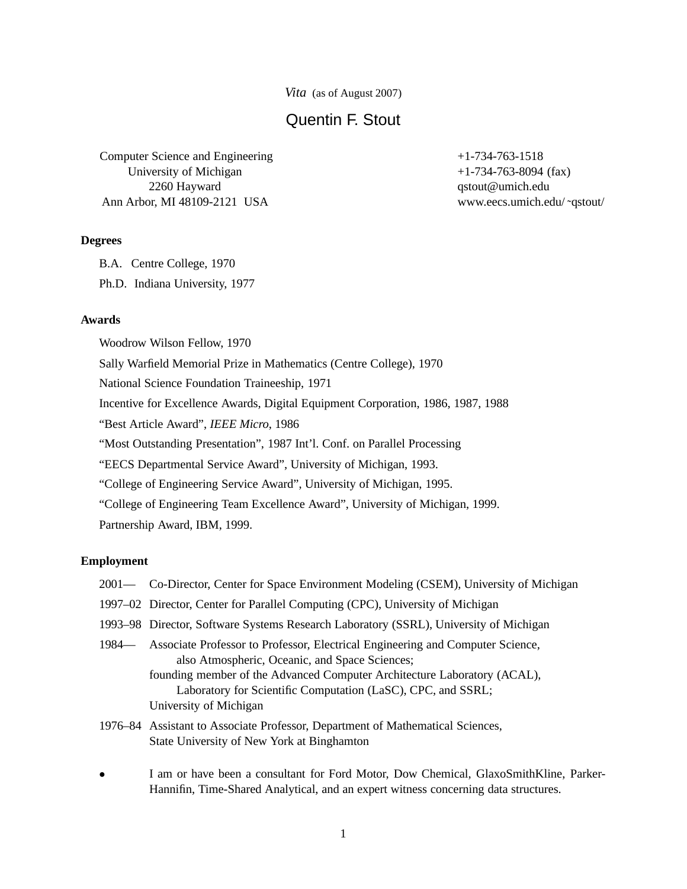*Vita* (as of August 2007)

# Quentin F. Stout

Computer Science and Engineering
University of Michigan
2260 Hayward
Ann Arbor, MI 48109-2121 USA

+1-734-763-1518
+1-734-763-8094 (fax)
qstout@umich.edu
www.eecs.umich.edu/~qstout/

## Degrees

B.A. Centre College, 1970

Ph.D. Indiana University, 1977

## Awards

Woodrow Wilson Fellow, 1970

Sally Warfield Memorial Prize in Mathematics (Centre College), 1970

National Science Foundation Traineeship, 1971

Incentive for Excellence Awards, Digital Equipment Corporation, 1986, 1987, 1988

"Best Article Award", *IEEE Micro*, 1986

"Most Outstanding Presentation", 1987 Int'l. Conf. on Parallel Processing

"EECS Departmental Service Award", University of Michigan, 1993.

"College of Engineering Service Award", University of Michigan, 1995.

"College of Engineering Team Excellence Award", University of Michigan, 1999.

Partnership Award, IBM, 1999.

## Employment

2001— Co-Director, Center for Space Environment Modeling (CSEM), University of Michigan

1997–02 Director, Center for Parallel Computing (CPC), University of Michigan

1993–98 Director, Software Systems Research Laboratory (SSRL), University of Michigan

1984— Associate Professor to Professor, Electrical Engineering and Computer Science, also Atmospheric, Oceanic, and Space Sciences; founding member of the Advanced Computer Architecture Laboratory (ACAL), Laboratory for Scientific Computation (LaSC), CPC, and SSRL; University of Michigan

1976–84 Assistant to Associate Professor, Department of Mathematical Sciences, State University of New York at Binghamton

- I am or have been a consultant for Ford Motor, Dow Chemical, GlaxoSmithKline, Parker-Hannifin, Time-Shared Analytical, and an expert witness concerning data structures.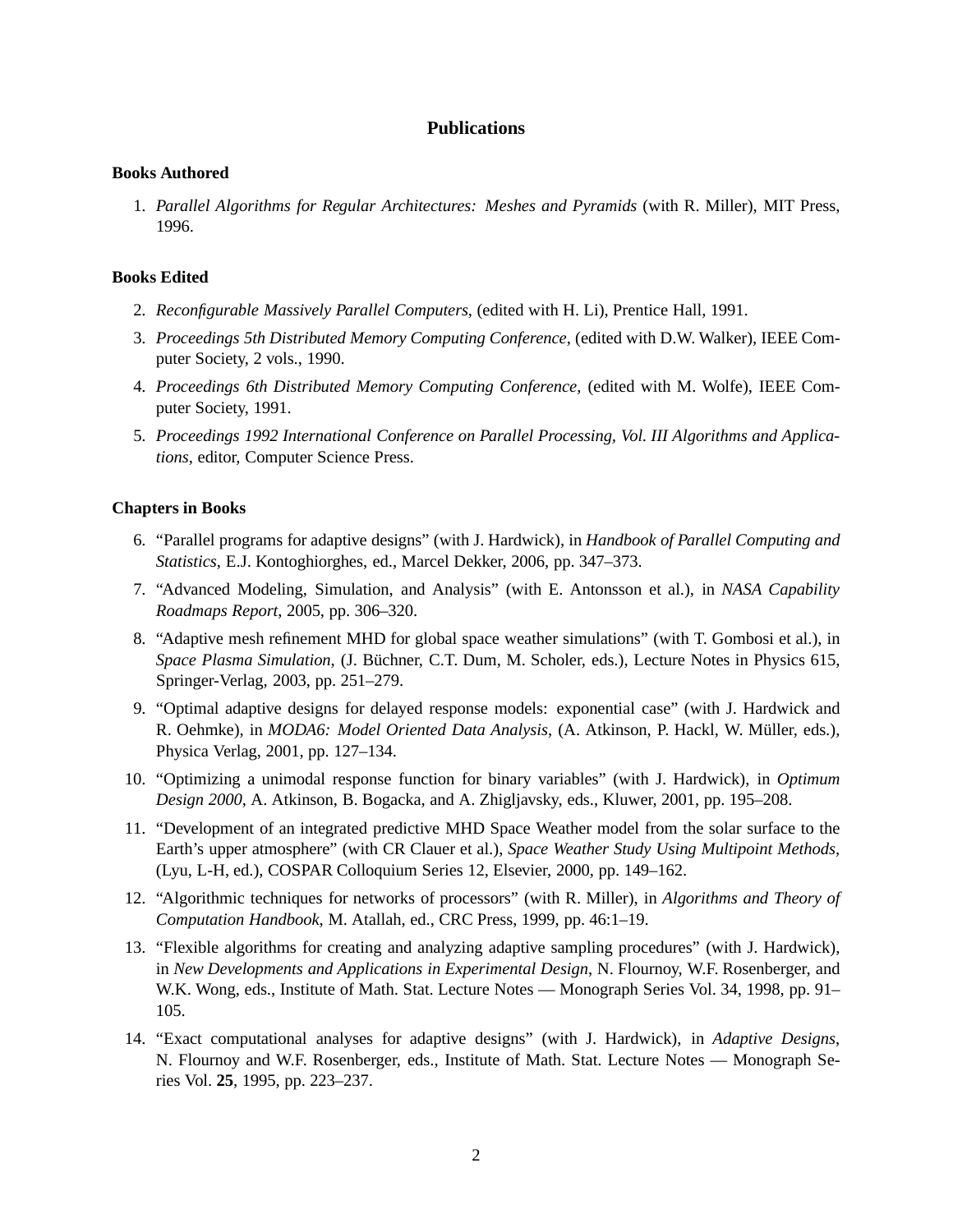## Publications

### Books Authored

1. *Parallel Algorithms for Regular Architectures: Meshes and Pyramids* (with R. Miller), MIT Press, 1996.

### Books Edited

2. *Reconfigurable Massively Parallel Computers*, (edited with H. Li), Prentice Hall, 1991.
3. *Proceedings 5th Distributed Memory Computing Conference*, (edited with D.W. Walker), IEEE Computer Society, 2 vols., 1990.
4. *Proceedings 6th Distributed Memory Computing Conference*, (edited with M. Wolfe), IEEE Computer Society, 1991.
5. *Proceedings 1992 International Conference on Parallel Processing, Vol. III Algorithms and Applications*, editor, Computer Science Press.

### Chapters in Books

6. "Parallel programs for adaptive designs" (with J. Hardwick), in *Handbook of Parallel Computing and Statistics*, E.J. Kontoghiorghes, ed., Marcel Dekker, 2006, pp. 347–373.
7. "Advanced Modeling, Simulation, and Analysis" (with E. Antonsson et al.), in *NASA Capability Roadmaps Report*, 2005, pp. 306–320.
8. "Adaptive mesh refinement MHD for global space weather simulations" (with T. Gombosi et al.), in *Space Plasma Simulation*, (J. Büchner, C.T. Dum, M. Scholer, eds.), Lecture Notes in Physics 615, Springer-Verlag, 2003, pp. 251–279.
9. "Optimal adaptive designs for delayed response models: exponential case" (with J. Hardwick and R. Oehmke), in *MODA6: Model Oriented Data Analysis*, (A. Atkinson, P. Hackl, W. Müller, eds.), Physica Verlag, 2001, pp. 127–134.
10. "Optimizing a unimodal response function for binary variables" (with J. Hardwick), in *Optimum Design 2000*, A. Atkinson, B. Bogacka, and A. Zhigljavsky, eds., Kluwer, 2001, pp. 195–208.
11. "Development of an integrated predictive MHD Space Weather model from the solar surface to the Earth's upper atmosphere" (with CR Clauer et al.), *Space Weather Study Using Multipoint Methods*, (Lyu, L-H, ed.), COSPAR Colloquium Series 12, Elsevier, 2000, pp. 149–162.
12. "Algorithmic techniques for networks of processors" (with R. Miller), in *Algorithms and Theory of Computation Handbook*, M. Atallah, ed., CRC Press, 1999, pp. 46:1–19.
13. "Flexible algorithms for creating and analyzing adaptive sampling procedures" (with J. Hardwick), in *New Developments and Applications in Experimental Design*, N. Flournoy, W.F. Rosenberger, and W.K. Wong, eds., Institute of Math. Stat. Lecture Notes — Monograph Series Vol. 34, 1998, pp. 91–105.
14. "Exact computational analyses for adaptive designs" (with J. Hardwick), in *Adaptive Designs*, N. Flournoy and W.F. Rosenberger, eds., Institute of Math. Stat. Lecture Notes — Monograph Series Vol. **25**, 1995, pp. 223–237.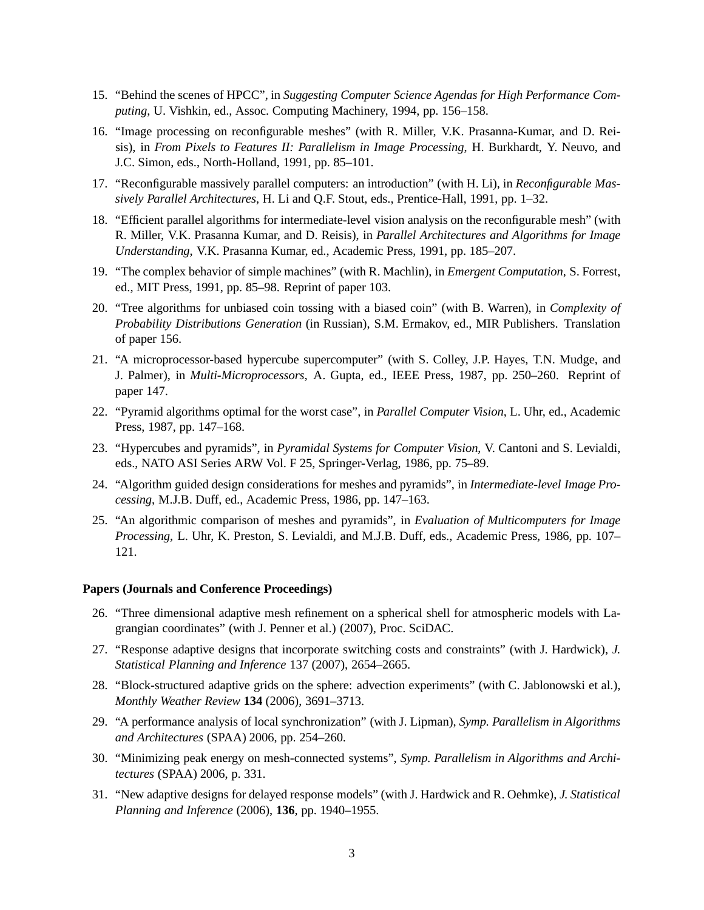15. "Behind the scenes of HPCC", in *Suggesting Computer Science Agendas for High Performance Computing*, U. Vishkin, ed., Assoc. Computing Machinery, 1994, pp. 156–158.

16. "Image processing on reconfigurable meshes" (with R. Miller, V.K. Prasanna-Kumar, and D. Reisis), in *From Pixels to Features II: Parallelism in Image Processing*, H. Burkhardt, Y. Neuvo, and J.C. Simon, eds., North-Holland, 1991, pp. 85–101.

17. "Reconfigurable massively parallel computers: an introduction" (with H. Li), in *Reconfigurable Massively Parallel Architectures*, H. Li and Q.F. Stout, eds., Prentice-Hall, 1991, pp. 1–32.

18. "Efficient parallel algorithms for intermediate-level vision analysis on the reconfigurable mesh" (with R. Miller, V.K. Prasanna Kumar, and D. Reisis), in *Parallel Architectures and Algorithms for Image Understanding*, V.K. Prasanna Kumar, ed., Academic Press, 1991, pp. 185–207.

19. "The complex behavior of simple machines" (with R. Machlin), in *Emergent Computation*, S. Forrest, ed., MIT Press, 1991, pp. 85–98. Reprint of paper 103.

20. "Tree algorithms for unbiased coin tossing with a biased coin" (with B. Warren), in *Complexity of Probability Distributions Generation* (in Russian), S.M. Ermakov, ed., MIR Publishers. Translation of paper 156.

21. "A microprocessor-based hypercube supercomputer" (with S. Colley, J.P. Hayes, T.N. Mudge, and J. Palmer), in *Multi-Microprocessors*, A. Gupta, ed., IEEE Press, 1987, pp. 250–260. Reprint of paper 147.

22. "Pyramid algorithms optimal for the worst case", in *Parallel Computer Vision*, L. Uhr, ed., Academic Press, 1987, pp. 147–168.

23. "Hypercubes and pyramids", in *Pyramidal Systems for Computer Vision*, V. Cantoni and S. Levialdi, eds., NATO ASI Series ARW Vol. F 25, Springer-Verlag, 1986, pp. 75–89.

24. "Algorithm guided design considerations for meshes and pyramids", in *Intermediate-level Image Processing*, M.J.B. Duff, ed., Academic Press, 1986, pp. 147–163.

25. "An algorithmic comparison of meshes and pyramids", in *Evaluation of Multicomputers for Image Processing*, L. Uhr, K. Preston, S. Levialdi, and M.J.B. Duff, eds., Academic Press, 1986, pp. 107–121.

**Papers (Journals and Conference Proceedings)**

26. "Three dimensional adaptive mesh refinement on a spherical shell for atmospheric models with Lagrangian coordinates" (with J. Penner et al.) (2007), Proc. SciDAC.

27. "Response adaptive designs that incorporate switching costs and constraints" (with J. Hardwick), *J. Statistical Planning and Inference* 137 (2007), 2654–2665.

28. "Block-structured adaptive grids on the sphere: advection experiments" (with C. Jablonowski et al.), *Monthly Weather Review* **134** (2006), 3691–3713.

29. "A performance analysis of local synchronization" (with J. Lipman), *Symp. Parallelism in Algorithms and Architectures* (SPAA) 2006, pp. 254–260.

30. "Minimizing peak energy on mesh-connected systems", *Symp. Parallelism in Algorithms and Architectures* (SPAA) 2006, p. 331.

31. "New adaptive designs for delayed response models" (with J. Hardwick and R. Oehmke), *J. Statistical Planning and Inference* (2006), **136**, pp. 1940–1955.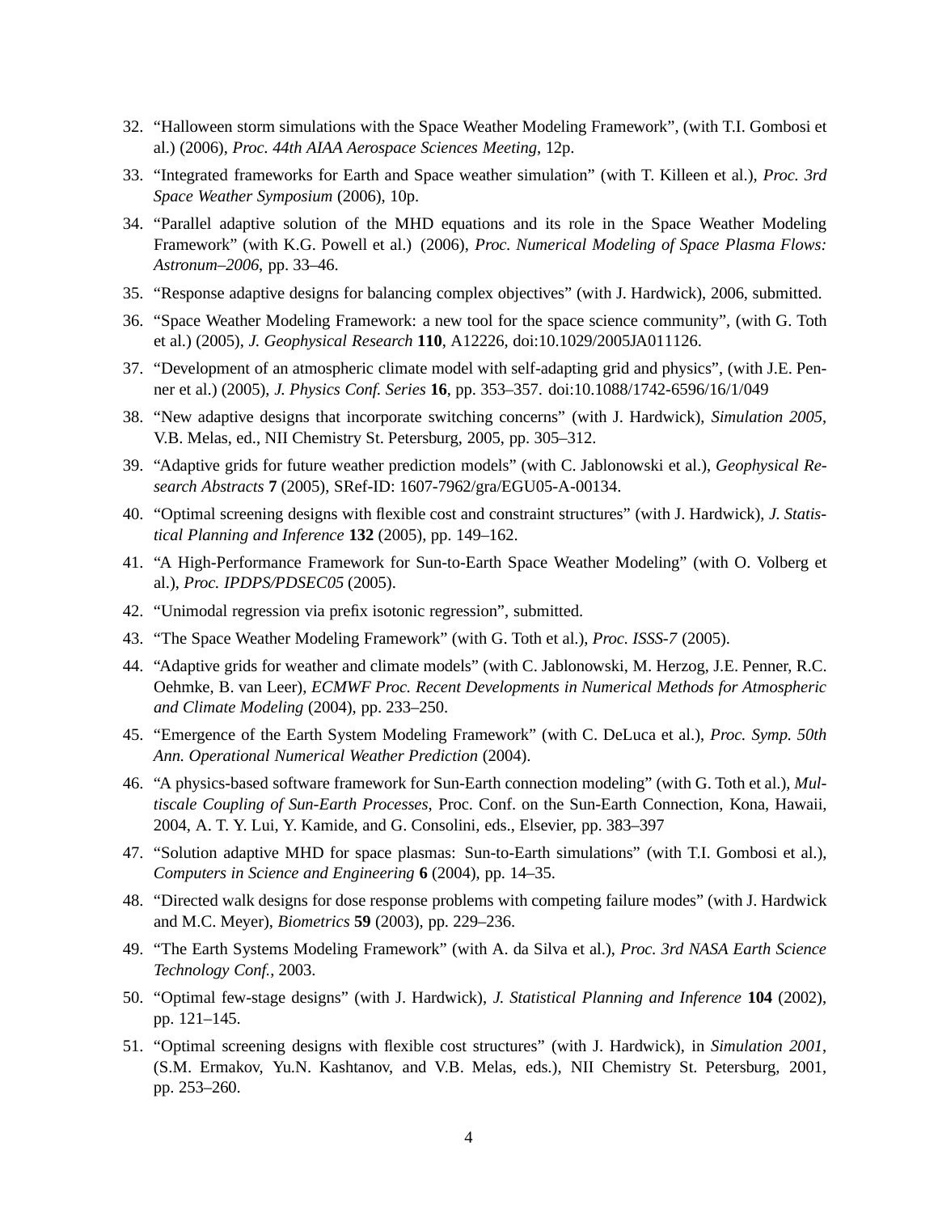32. "Halloween storm simulations with the Space Weather Modeling Framework", (with T.I. Gombosi et al.) (2006), *Proc. 44th AIAA Aerospace Sciences Meeting*, 12p.

33. "Integrated frameworks for Earth and Space weather simulation" (with T. Killeen et al.), *Proc. 3rd Space Weather Symposium* (2006), 10p.

34. "Parallel adaptive solution of the MHD equations and its role in the Space Weather Modeling Framework" (with K.G. Powell et al.) (2006), *Proc. Numerical Modeling of Space Plasma Flows: Astronum–2006*, pp. 33–46.

35. "Response adaptive designs for balancing complex objectives" (with J. Hardwick), 2006, submitted.

36. "Space Weather Modeling Framework: a new tool for the space science community", (with G. Toth et al.) (2005), *J. Geophysical Research* **110**, A12226, doi:10.1029/2005JA011126.

37. "Development of an atmospheric climate model with self-adapting grid and physics", (with J.E. Penner et al.) (2005), *J. Physics Conf. Series* **16**, pp. 353–357. doi:10.1088/1742-6596/16/1/049

38. "New adaptive designs that incorporate switching concerns" (with J. Hardwick), *Simulation 2005*, V.B. Melas, ed., NII Chemistry St. Petersburg, 2005, pp. 305–312.

39. "Adaptive grids for future weather prediction models" (with C. Jablonowski et al.), *Geophysical Research Abstracts* **7** (2005), SRef-ID: 1607-7962/gra/EGU05-A-00134.

40. "Optimal screening designs with flexible cost and constraint structures" (with J. Hardwick), *J. Statistical Planning and Inference* **132** (2005), pp. 149–162.

41. "A High-Performance Framework for Sun-to-Earth Space Weather Modeling" (with O. Volberg et al.), *Proc. IPDPS/PDSEC05* (2005).

42. "Unimodal regression via prefix isotonic regression", submitted.

43. "The Space Weather Modeling Framework" (with G. Toth et al.), *Proc. ISSS-7* (2005).

44. "Adaptive grids for weather and climate models" (with C. Jablonowski, M. Herzog, J.E. Penner, R.C. Oehmke, B. van Leer), *ECMWF Proc. Recent Developments in Numerical Methods for Atmospheric and Climate Modeling* (2004), pp. 233–250.

45. "Emergence of the Earth System Modeling Framework" (with C. DeLuca et al.), *Proc. Symp. 50th Ann. Operational Numerical Weather Prediction* (2004).

46. "A physics-based software framework for Sun-Earth connection modeling" (with G. Toth et al.), *Multiscale Coupling of Sun-Earth Processes*, Proc. Conf. on the Sun-Earth Connection, Kona, Hawaii, 2004, A. T. Y. Lui, Y. Kamide, and G. Consolini, eds., Elsevier, pp. 383–397

47. "Solution adaptive MHD for space plasmas: Sun-to-Earth simulations" (with T.I. Gombosi et al.), *Computers in Science and Engineering* **6** (2004), pp. 14–35.

48. "Directed walk designs for dose response problems with competing failure modes" (with J. Hardwick and M.C. Meyer), *Biometrics* **59** (2003), pp. 229–236.

49. "The Earth Systems Modeling Framework" (with A. da Silva et al.), *Proc. 3rd NASA Earth Science Technology Conf.*, 2003.

50. "Optimal few-stage designs" (with J. Hardwick), *J. Statistical Planning and Inference* **104** (2002), pp. 121–145.

51. "Optimal screening designs with flexible cost structures" (with J. Hardwick), in *Simulation 2001*, (S.M. Ermakov, Yu.N. Kashtanov, and V.B. Melas, eds.), NII Chemistry St. Petersburg, 2001, pp. 253–260.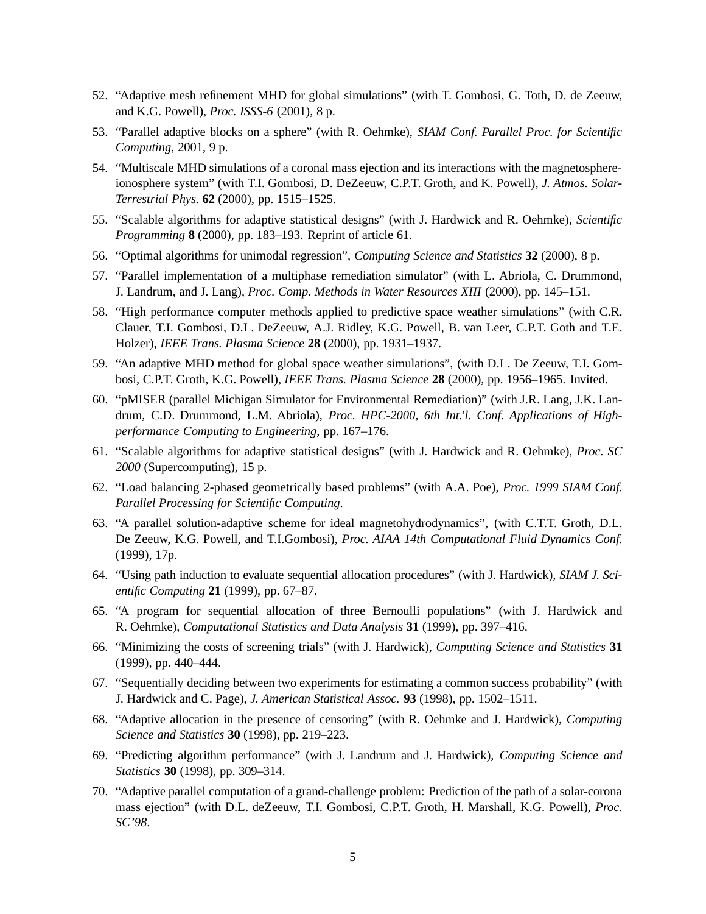52. "Adaptive mesh refinement MHD for global simulations" (with T. Gombosi, G. Toth, D. de Zeeuw, and K.G. Powell), *Proc. ISSS-6* (2001), 8 p.
53. "Parallel adaptive blocks on a sphere" (with R. Oehmke), *SIAM Conf. Parallel Proc. for Scientific Computing*, 2001, 9 p.
54. "Multiscale MHD simulations of a coronal mass ejection and its interactions with the magnetosphere-ionosphere system" (with T.I. Gombosi, D. DeZeeuw, C.P.T. Groth, and K. Powell), *J. Atmos. Solar-Terrestrial Phys.* **62** (2000), pp. 1515–1525.
55. "Scalable algorithms for adaptive statistical designs" (with J. Hardwick and R. Oehmke), *Scientific Programming* **8** (2000), pp. 183–193. Reprint of article 61.
56. "Optimal algorithms for unimodal regression", *Computing Science and Statistics* **32** (2000), 8 p.
57. "Parallel implementation of a multiphase remediation simulator" (with L. Abriola, C. Drummond, J. Landrum, and J. Lang), *Proc. Comp. Methods in Water Resources XIII* (2000), pp. 145–151.
58. "High performance computer methods applied to predictive space weather simulations" (with C.R. Clauer, T.I. Gombosi, D.L. DeZeeuw, A.J. Ridley, K.G. Powell, B. van Leer, C.P.T. Goth and T.E. Holzer), *IEEE Trans. Plasma Science* **28** (2000), pp. 1931–1937.
59. "An adaptive MHD method for global space weather simulations", (with D.L. De Zeeuw, T.I. Gombosi, C.P.T. Groth, K.G. Powell), *IEEE Trans. Plasma Science* **28** (2000), pp. 1956–1965. Invited.
60. "pMISER (parallel Michigan Simulator for Environmental Remediation)" (with J.R. Lang, J.K. Landrum, C.D. Drummond, L.M. Abriola), *Proc. HPC-2000, 6th Int.'l. Conf. Applications of High-performance Computing to Engineering*, pp. 167–176.
61. "Scalable algorithms for adaptive statistical designs" (with J. Hardwick and R. Oehmke), *Proc. SC 2000* (Supercomputing), 15 p.
62. "Load balancing 2-phased geometrically based problems" (with A.A. Poe), *Proc. 1999 SIAM Conf. Parallel Processing for Scientific Computing*.
63. "A parallel solution-adaptive scheme for ideal magnetohydrodynamics", (with C.T.T. Groth, D.L. De Zeeuw, K.G. Powell, and T.I.Gombosi), *Proc. AIAA 14th Computational Fluid Dynamics Conf.* (1999), 17p.
64. "Using path induction to evaluate sequential allocation procedures" (with J. Hardwick), *SIAM J. Scientific Computing* **21** (1999), pp. 67–87.
65. "A program for sequential allocation of three Bernoulli populations" (with J. Hardwick and R. Oehmke), *Computational Statistics and Data Analysis* **31** (1999), pp. 397–416.
66. "Minimizing the costs of screening trials" (with J. Hardwick), *Computing Science and Statistics* **31** (1999), pp. 440–444.
67. "Sequentially deciding between two experiments for estimating a common success probability" (with J. Hardwick and C. Page), *J. American Statistical Assoc.* **93** (1998), pp. 1502–1511.
68. "Adaptive allocation in the presence of censoring" (with R. Oehmke and J. Hardwick), *Computing Science and Statistics* **30** (1998), pp. 219–223.
69. "Predicting algorithm performance" (with J. Landrum and J. Hardwick), *Computing Science and Statistics* **30** (1998), pp. 309–314.
70. "Adaptive parallel computation of a grand-challenge problem: Prediction of the path of a solar-corona mass ejection" (with D.L. deZeeuw, T.I. Gombosi, C.P.T. Groth, H. Marshall, K.G. Powell), *Proc. SC'98*.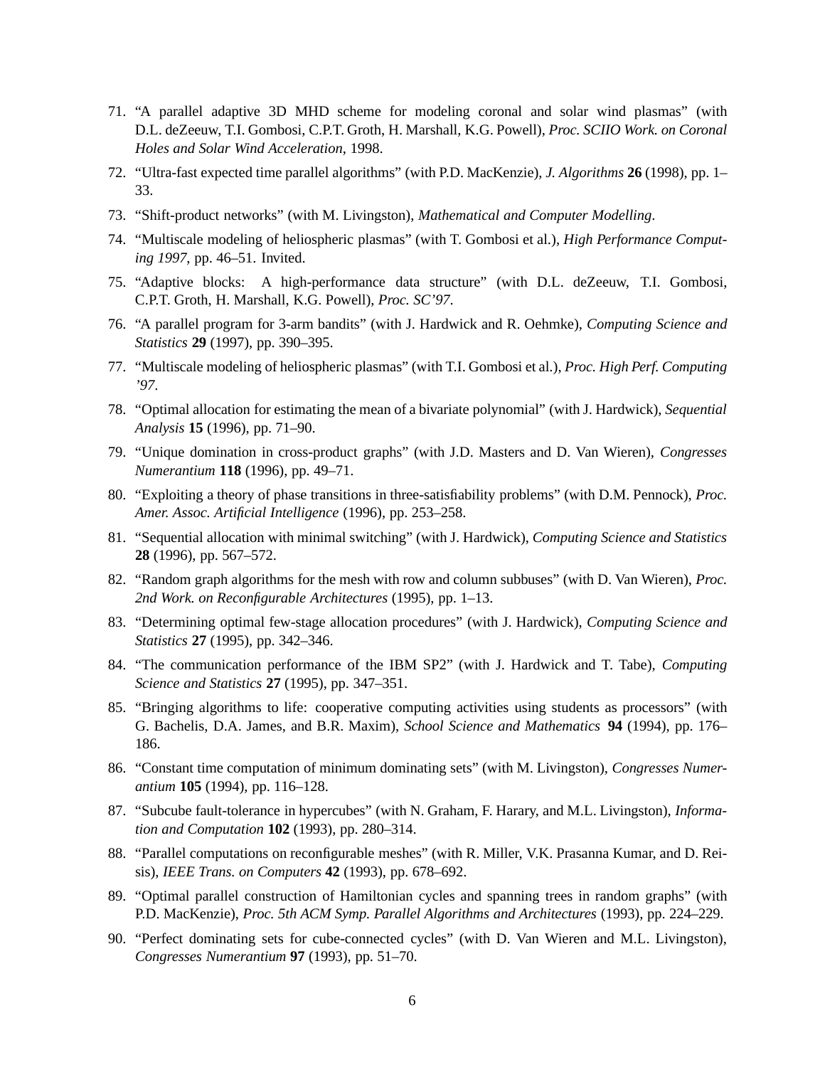71. "A parallel adaptive 3D MHD scheme for modeling coronal and solar wind plasmas" (with D.L. deZeeuw, T.I. Gombosi, C.P.T. Groth, H. Marshall, K.G. Powell), *Proc. SCIIO Work. on Coronal Holes and Solar Wind Acceleration*, 1998.
72. "Ultra-fast expected time parallel algorithms" (with P.D. MacKenzie), *J. Algorithms* **26** (1998), pp. 1–33.
73. "Shift-product networks" (with M. Livingston), *Mathematical and Computer Modelling*.
74. "Multiscale modeling of heliospheric plasmas" (with T. Gombosi et al.), *High Performance Computing 1997*, pp. 46–51. Invited.
75. "Adaptive blocks: A high-performance data structure" (with D.L. deZeeuw, T.I. Gombosi, C.P.T. Groth, H. Marshall, K.G. Powell), *Proc. SC'97*.
76. "A parallel program for 3-arm bandits" (with J. Hardwick and R. Oehmke), *Computing Science and Statistics* **29** (1997), pp. 390–395.
77. "Multiscale modeling of heliospheric plasmas" (with T.I. Gombosi et al.), *Proc. High Perf. Computing '97*.
78. "Optimal allocation for estimating the mean of a bivariate polynomial" (with J. Hardwick), *Sequential Analysis* **15** (1996), pp. 71–90.
79. "Unique domination in cross-product graphs" (with J.D. Masters and D. Van Wieren), *Congresses Numerantium* **118** (1996), pp. 49–71.
80. "Exploiting a theory of phase transitions in three-satisfiability problems" (with D.M. Pennock), *Proc. Amer. Assoc. Artificial Intelligence* (1996), pp. 253–258.
81. "Sequential allocation with minimal switching" (with J. Hardwick), *Computing Science and Statistics* **28** (1996), pp. 567–572.
82. "Random graph algorithms for the mesh with row and column subbuses" (with D. Van Wieren), *Proc. 2nd Work. on Reconfigurable Architectures* (1995), pp. 1–13.
83. "Determining optimal few-stage allocation procedures" (with J. Hardwick), *Computing Science and Statistics* **27** (1995), pp. 342–346.
84. "The communication performance of the IBM SP2" (with J. Hardwick and T. Tabe), *Computing Science and Statistics* **27** (1995), pp. 347–351.
85. "Bringing algorithms to life: cooperative computing activities using students as processors" (with G. Bachelis, D.A. James, and B.R. Maxim), *School Science and Mathematics* **94** (1994), pp. 176–186.
86. "Constant time computation of minimum dominating sets" (with M. Livingston), *Congresses Numerantium* **105** (1994), pp. 116–128.
87. "Subcube fault-tolerance in hypercubes" (with N. Graham, F. Harary, and M.L. Livingston), *Information and Computation* **102** (1993), pp. 280–314.
88. "Parallel computations on reconfigurable meshes" (with R. Miller, V.K. Prasanna Kumar, and D. Reisis), *IEEE Trans. on Computers* **42** (1993), pp. 678–692.
89. "Optimal parallel construction of Hamiltonian cycles and spanning trees in random graphs" (with P.D. MacKenzie), *Proc. 5th ACM Symp. Parallel Algorithms and Architectures* (1993), pp. 224–229.
90. "Perfect dominating sets for cube-connected cycles" (with D. Van Wieren and M.L. Livingston), *Congresses Numerantium* **97** (1993), pp. 51–70.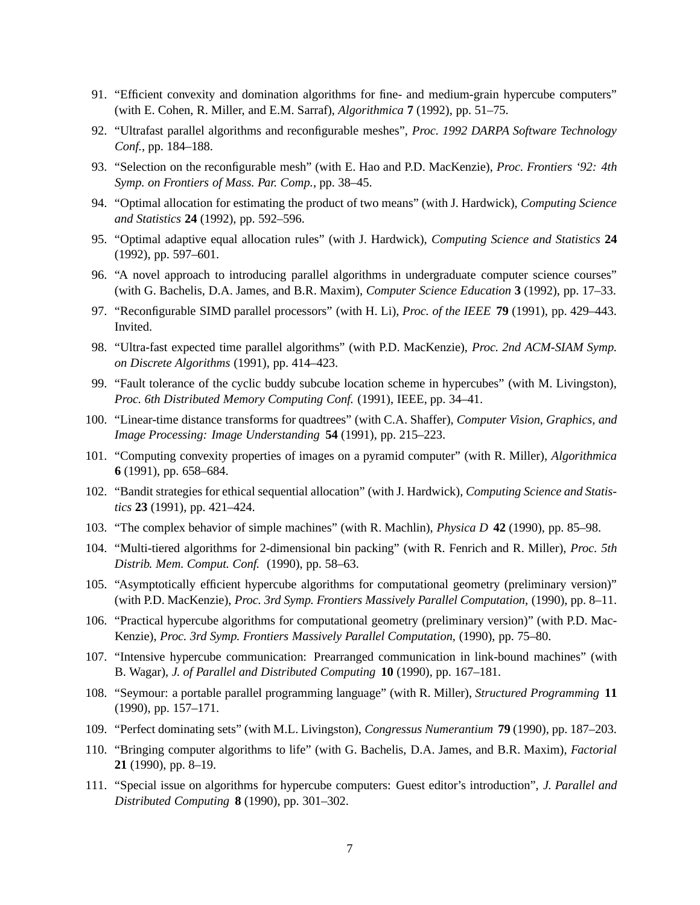91. "Efficient convexity and domination algorithms for fine- and medium-grain hypercube computers" (with E. Cohen, R. Miller, and E.M. Sarraf), *Algorithmica* **7** (1992), pp. 51–75.
92. "Ultrafast parallel algorithms and reconfigurable meshes", *Proc. 1992 DARPA Software Technology Conf.*, pp. 184–188.
93. "Selection on the reconfigurable mesh" (with E. Hao and P.D. MacKenzie), *Proc. Frontiers '92: 4th Symp. on Frontiers of Mass. Par. Comp.*, pp. 38–45.
94. "Optimal allocation for estimating the product of two means" (with J. Hardwick), *Computing Science and Statistics* **24** (1992), pp. 592–596.
95. "Optimal adaptive equal allocation rules" (with J. Hardwick), *Computing Science and Statistics* **24** (1992), pp. 597–601.
96. "A novel approach to introducing parallel algorithms in undergraduate computer science courses" (with G. Bachelis, D.A. James, and B.R. Maxim), *Computer Science Education* **3** (1992), pp. 17–33.
97. "Reconfigurable SIMD parallel processors" (with H. Li), *Proc. of the IEEE* **79** (1991), pp. 429–443. Invited.
98. "Ultra-fast expected time parallel algorithms" (with P.D. MacKenzie), *Proc. 2nd ACM-SIAM Symp. on Discrete Algorithms* (1991), pp. 414–423.
99. "Fault tolerance of the cyclic buddy subcube location scheme in hypercubes" (with M. Livingston), *Proc. 6th Distributed Memory Computing Conf.* (1991), IEEE, pp. 34–41.
100. "Linear-time distance transforms for quadtrees" (with C.A. Shaffer), *Computer Vision, Graphics, and Image Processing: Image Understanding* **54** (1991), pp. 215–223.
101. "Computing convexity properties of images on a pyramid computer" (with R. Miller), *Algorithmica* **6** (1991), pp. 658–684.
102. "Bandit strategies for ethical sequential allocation" (with J. Hardwick), *Computing Science and Statistics* **23** (1991), pp. 421–424.
103. "The complex behavior of simple machines" (with R. Machlin), *Physica D* **42** (1990), pp. 85–98.
104. "Multi-tiered algorithms for 2-dimensional bin packing" (with R. Fenrich and R. Miller), *Proc. 5th Distrib. Mem. Comput. Conf.* (1990), pp. 58–63.
105. "Asymptotically efficient hypercube algorithms for computational geometry (preliminary version)" (with P.D. MacKenzie), *Proc. 3rd Symp. Frontiers Massively Parallel Computation*, (1990), pp. 8–11.
106. "Practical hypercube algorithms for computational geometry (preliminary version)" (with P.D. MacKenzie), *Proc. 3rd Symp. Frontiers Massively Parallel Computation*, (1990), pp. 75–80.
107. "Intensive hypercube communication: Prearranged communication in link-bound machines" (with B. Wagar), *J. of Parallel and Distributed Computing* **10** (1990), pp. 167–181.
108. "Seymour: a portable parallel programming language" (with R. Miller), *Structured Programming* **11** (1990), pp. 157–171.
109. "Perfect dominating sets" (with M.L. Livingston), *Congressus Numerantium* **79** (1990), pp. 187–203.
110. "Bringing computer algorithms to life" (with G. Bachelis, D.A. James, and B.R. Maxim), *Factorial* **21** (1990), pp. 8–19.
111. "Special issue on algorithms for hypercube computers: Guest editor's introduction", *J. Parallel and Distributed Computing* **8** (1990), pp. 301–302.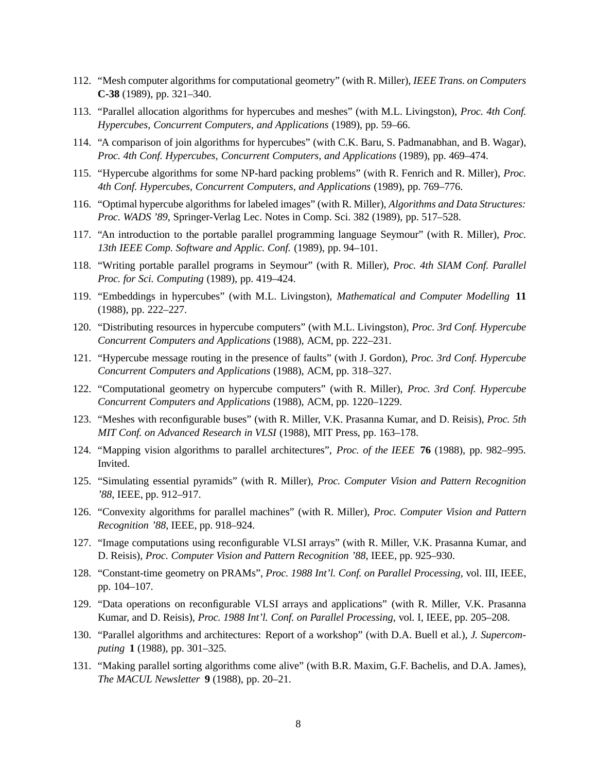112. "Mesh computer algorithms for computational geometry" (with R. Miller), *IEEE Trans. on Computers* **C-38** (1989), pp. 321–340.
113. "Parallel allocation algorithms for hypercubes and meshes" (with M.L. Livingston), *Proc. 4th Conf. Hypercubes, Concurrent Computers, and Applications* (1989), pp. 59–66.
114. "A comparison of join algorithms for hypercubes" (with C.K. Baru, S. Padmanabhan, and B. Wagar), *Proc. 4th Conf. Hypercubes, Concurrent Computers, and Applications* (1989), pp. 469–474.
115. "Hypercube algorithms for some NP-hard packing problems" (with R. Fenrich and R. Miller), *Proc. 4th Conf. Hypercubes, Concurrent Computers, and Applications* (1989), pp. 769–776.
116. "Optimal hypercube algorithms for labeled images" (with R. Miller), *Algorithms and Data Structures: Proc. WADS '89*, Springer-Verlag Lec. Notes in Comp. Sci. 382 (1989), pp. 517–528.
117. "An introduction to the portable parallel programming language Seymour" (with R. Miller), *Proc. 13th IEEE Comp. Software and Applic. Conf.* (1989), pp. 94–101.
118. "Writing portable parallel programs in Seymour" (with R. Miller), *Proc. 4th SIAM Conf. Parallel Proc. for Sci. Computing* (1989), pp. 419–424.
119. "Embeddings in hypercubes" (with M.L. Livingston), *Mathematical and Computer Modelling* **11** (1988), pp. 222–227.
120. "Distributing resources in hypercube computers" (with M.L. Livingston), *Proc. 3rd Conf. Hypercube Concurrent Computers and Applications* (1988), ACM, pp. 222–231.
121. "Hypercube message routing in the presence of faults" (with J. Gordon), *Proc. 3rd Conf. Hypercube Concurrent Computers and Applications* (1988), ACM, pp. 318–327.
122. "Computational geometry on hypercube computers" (with R. Miller), *Proc. 3rd Conf. Hypercube Concurrent Computers and Applications* (1988), ACM, pp. 1220–1229.
123. "Meshes with reconfigurable buses" (with R. Miller, V.K. Prasanna Kumar, and D. Reisis), *Proc. 5th MIT Conf. on Advanced Research in VLSI* (1988), MIT Press, pp. 163–178.
124. "Mapping vision algorithms to parallel architectures", *Proc. of the IEEE* **76** (1988), pp. 982–995. Invited.
125. "Simulating essential pyramids" (with R. Miller), *Proc. Computer Vision and Pattern Recognition '88*, IEEE, pp. 912–917.
126. "Convexity algorithms for parallel machines" (with R. Miller), *Proc. Computer Vision and Pattern Recognition '88*, IEEE, pp. 918–924.
127. "Image computations using reconfigurable VLSI arrays" (with R. Miller, V.K. Prasanna Kumar, and D. Reisis), *Proc. Computer Vision and Pattern Recognition '88*, IEEE, pp. 925–930.
128. "Constant-time geometry on PRAMs", *Proc. 1988 Int'l. Conf. on Parallel Processing*, vol. III, IEEE, pp. 104–107.
129. "Data operations on reconfigurable VLSI arrays and applications" (with R. Miller, V.K. Prasanna Kumar, and D. Reisis), *Proc. 1988 Int'l. Conf. on Parallel Processing*, vol. I, IEEE, pp. 205–208.
130. "Parallel algorithms and architectures: Report of a workshop" (with D.A. Buell et al.), *J. Supercomputing* **1** (1988), pp. 301–325.
131. "Making parallel sorting algorithms come alive" (with B.R. Maxim, G.F. Bachelis, and D.A. James), *The MACUL Newsletter* **9** (1988), pp. 20–21.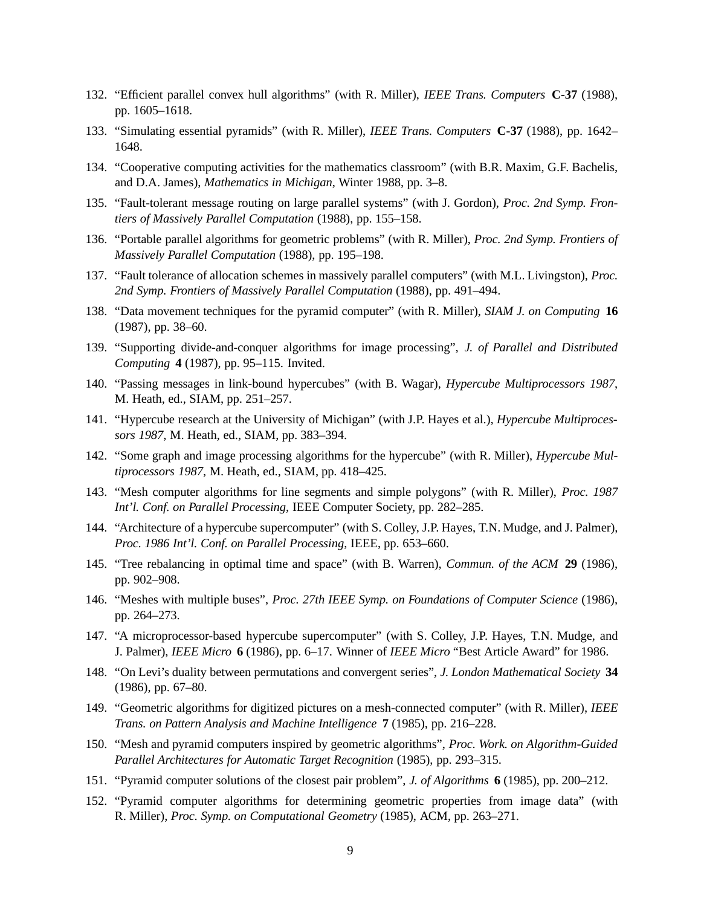132. "Efficient parallel convex hull algorithms" (with R. Miller), *IEEE Trans. Computers* **C-37** (1988), pp. 1605–1618.

133. "Simulating essential pyramids" (with R. Miller), *IEEE Trans. Computers* **C-37** (1988), pp. 1642–1648.

134. "Cooperative computing activities for the mathematics classroom" (with B.R. Maxim, G.F. Bachelis, and D.A. James), *Mathematics in Michigan*, Winter 1988, pp. 3–8.

135. "Fault-tolerant message routing on large parallel systems" (with J. Gordon), *Proc. 2nd Symp. Frontiers of Massively Parallel Computation* (1988), pp. 155–158.

136. "Portable parallel algorithms for geometric problems" (with R. Miller), *Proc. 2nd Symp. Frontiers of Massively Parallel Computation* (1988), pp. 195–198.

137. "Fault tolerance of allocation schemes in massively parallel computers" (with M.L. Livingston), *Proc. 2nd Symp. Frontiers of Massively Parallel Computation* (1988), pp. 491–494.

138. "Data movement techniques for the pyramid computer" (with R. Miller), *SIAM J. on Computing* **16** (1987), pp. 38–60.

139. "Supporting divide-and-conquer algorithms for image processing", *J. of Parallel and Distributed Computing* **4** (1987), pp. 95–115. Invited.

140. "Passing messages in link-bound hypercubes" (with B. Wagar), *Hypercube Multiprocessors 1987*, M. Heath, ed., SIAM, pp. 251–257.

141. "Hypercube research at the University of Michigan" (with J.P. Hayes et al.), *Hypercube Multiprocessors 1987*, M. Heath, ed., SIAM, pp. 383–394.

142. "Some graph and image processing algorithms for the hypercube" (with R. Miller), *Hypercube Multiprocessors 1987*, M. Heath, ed., SIAM, pp. 418–425.

143. "Mesh computer algorithms for line segments and simple polygons" (with R. Miller), *Proc. 1987 Int'l. Conf. on Parallel Processing*, IEEE Computer Society, pp. 282–285.

144. "Architecture of a hypercube supercomputer" (with S. Colley, J.P. Hayes, T.N. Mudge, and J. Palmer), *Proc. 1986 Int'l. Conf. on Parallel Processing*, IEEE, pp. 653–660.

145. "Tree rebalancing in optimal time and space" (with B. Warren), *Commun. of the ACM* **29** (1986), pp. 902–908.

146. "Meshes with multiple buses", *Proc. 27th IEEE Symp. on Foundations of Computer Science* (1986), pp. 264–273.

147. "A microprocessor-based hypercube supercomputer" (with S. Colley, J.P. Hayes, T.N. Mudge, and J. Palmer), *IEEE Micro* **6** (1986), pp. 6–17. Winner of *IEEE Micro* "Best Article Award" for 1986.

148. "On Levi's duality between permutations and convergent series", *J. London Mathematical Society* **34** (1986), pp. 67–80.

149. "Geometric algorithms for digitized pictures on a mesh-connected computer" (with R. Miller), *IEEE Trans. on Pattern Analysis and Machine Intelligence* **7** (1985), pp. 216–228.

150. "Mesh and pyramid computers inspired by geometric algorithms", *Proc. Work. on Algorithm-Guided Parallel Architectures for Automatic Target Recognition* (1985), pp. 293–315.

151. "Pyramid computer solutions of the closest pair problem", *J. of Algorithms* **6** (1985), pp. 200–212.

152. "Pyramid computer algorithms for determining geometric properties from image data" (with R. Miller), *Proc. Symp. on Computational Geometry* (1985), ACM, pp. 263–271.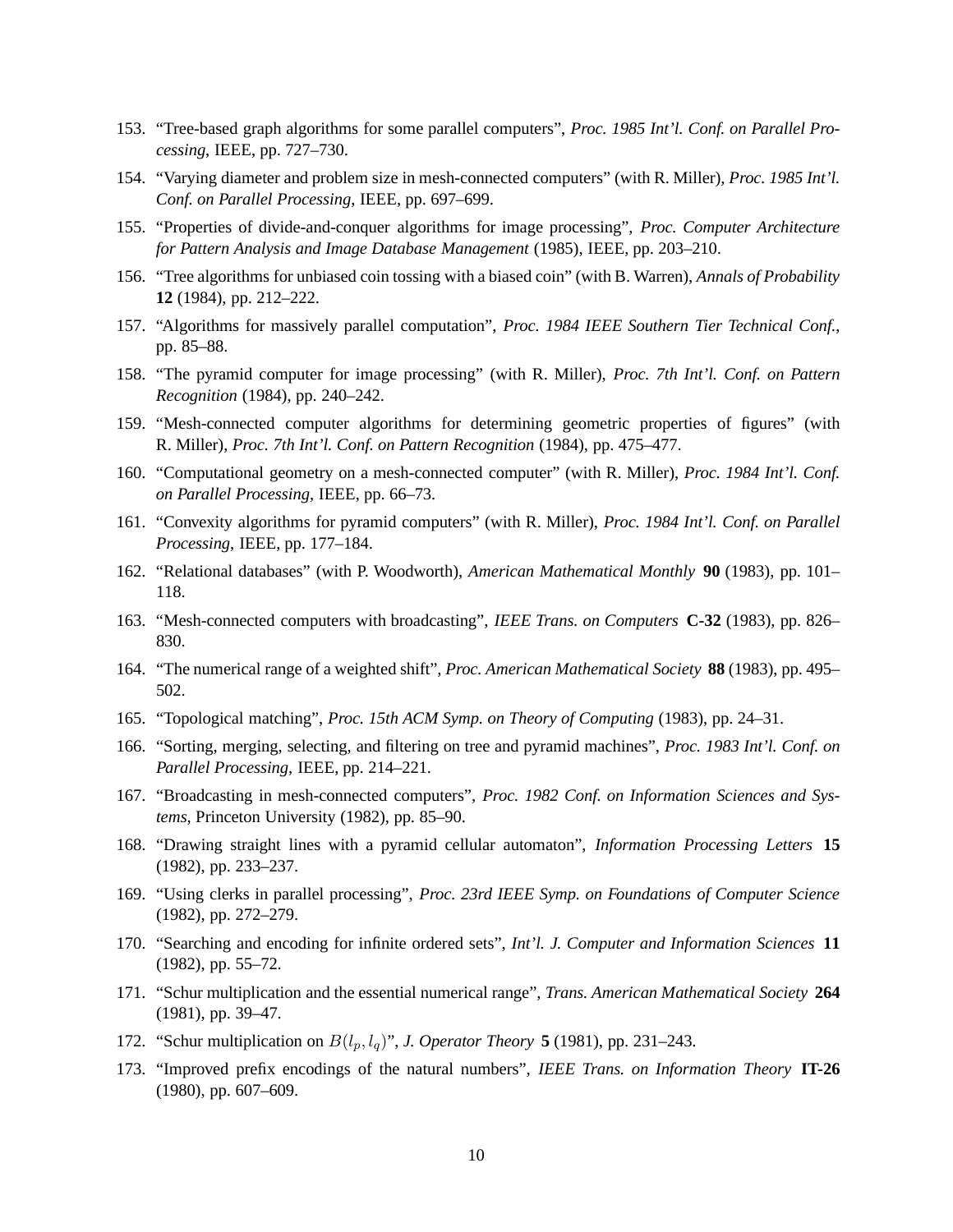153. "Tree-based graph algorithms for some parallel computers", *Proc. 1985 Int'l. Conf. on Parallel Processing*, IEEE, pp. 727–730.

154. "Varying diameter and problem size in mesh-connected computers" (with R. Miller), *Proc. 1985 Int'l. Conf. on Parallel Processing*, IEEE, pp. 697–699.

155. "Properties of divide-and-conquer algorithms for image processing", *Proc. Computer Architecture for Pattern Analysis and Image Database Management* (1985), IEEE, pp. 203–210.

156. "Tree algorithms for unbiased coin tossing with a biased coin" (with B. Warren), *Annals of Probability* **12** (1984), pp. 212–222.

157. "Algorithms for massively parallel computation", *Proc. 1984 IEEE Southern Tier Technical Conf.*, pp. 85–88.

158. "The pyramid computer for image processing" (with R. Miller), *Proc. 7th Int'l. Conf. on Pattern Recognition* (1984), pp. 240–242.

159. "Mesh-connected computer algorithms for determining geometric properties of figures" (with R. Miller), *Proc. 7th Int'l. Conf. on Pattern Recognition* (1984), pp. 475–477.

160. "Computational geometry on a mesh-connected computer" (with R. Miller), *Proc. 1984 Int'l. Conf. on Parallel Processing*, IEEE, pp. 66–73.

161. "Convexity algorithms for pyramid computers" (with R. Miller), *Proc. 1984 Int'l. Conf. on Parallel Processing*, IEEE, pp. 177–184.

162. "Relational databases" (with P. Woodworth), *American Mathematical Monthly* **90** (1983), pp. 101–118.

163. "Mesh-connected computers with broadcasting", *IEEE Trans. on Computers* **C-32** (1983), pp. 826–830.

164. "The numerical range of a weighted shift", *Proc. American Mathematical Society* **88** (1983), pp. 495–502.

165. "Topological matching", *Proc. 15th ACM Symp. on Theory of Computing* (1983), pp. 24–31.

166. "Sorting, merging, selecting, and filtering on tree and pyramid machines", *Proc. 1983 Int'l. Conf. on Parallel Processing*, IEEE, pp. 214–221.

167. "Broadcasting in mesh-connected computers", *Proc. 1982 Conf. on Information Sciences and Systems*, Princeton University (1982), pp. 85–90.

168. "Drawing straight lines with a pyramid cellular automaton", *Information Processing Letters* **15** (1982), pp. 233–237.

169. "Using clerks in parallel processing", *Proc. 23rd IEEE Symp. on Foundations of Computer Science* (1982), pp. 272–279.

170. "Searching and encoding for infinite ordered sets", *Int'l. J. Computer and Information Sciences* **11** (1982), pp. 55–72.

171. "Schur multiplication and the essential numerical range", *Trans. American Mathematical Society* **264** (1981), pp. 39–47.

172. "Schur multiplication on $B(l_p, l_q)$", *J. Operator Theory* **5** (1981), pp. 231–243.

173. "Improved prefix encodings of the natural numbers", *IEEE Trans. on Information Theory* **IT-26** (1980), pp. 607–609.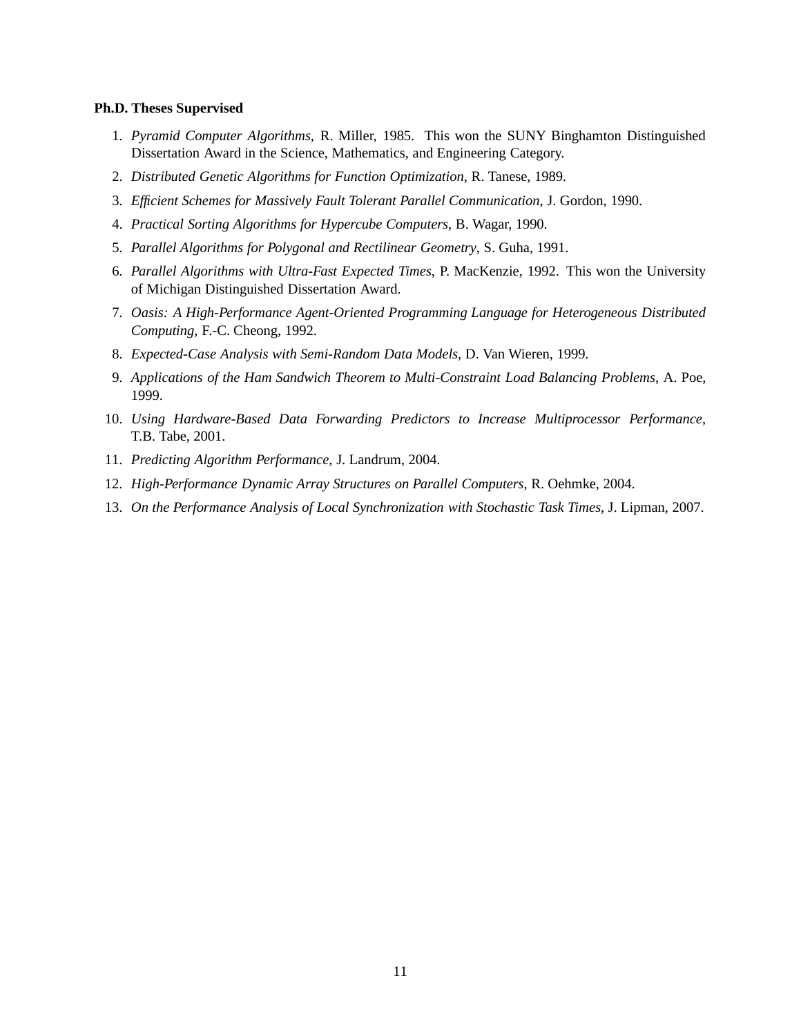**Ph.D. Theses Supervised**

1. *Pyramid Computer Algorithms*, R. Miller, 1985. This won the SUNY Binghamton Distinguished Dissertation Award in the Science, Mathematics, and Engineering Category.
2. *Distributed Genetic Algorithms for Function Optimization*, R. Tanese, 1989.
3. *Efficient Schemes for Massively Fault Tolerant Parallel Communication*, J. Gordon, 1990.
4. *Practical Sorting Algorithms for Hypercube Computers*, B. Wagar, 1990.
5. *Parallel Algorithms for Polygonal and Rectilinear Geometry*, S. Guha, 1991.
6. *Parallel Algorithms with Ultra-Fast Expected Times*, P. MacKenzie, 1992. This won the University of Michigan Distinguished Dissertation Award.
7. *Oasis: A High-Performance Agent-Oriented Programming Language for Heterogeneous Distributed Computing*, F.-C. Cheong, 1992.
8. *Expected-Case Analysis with Semi-Random Data Models*, D. Van Wieren, 1999.
9. *Applications of the Ham Sandwich Theorem to Multi-Constraint Load Balancing Problems*, A. Poe, 1999.
10. *Using Hardware-Based Data Forwarding Predictors to Increase Multiprocessor Performance*, T.B. Tabe, 2001.
11. *Predicting Algorithm Performance*, J. Landrum, 2004.
12. *High-Performance Dynamic Array Structures on Parallel Computers*, R. Oehmke, 2004.
13. *On the Performance Analysis of Local Synchronization with Stochastic Task Times*, J. Lipman, 2007.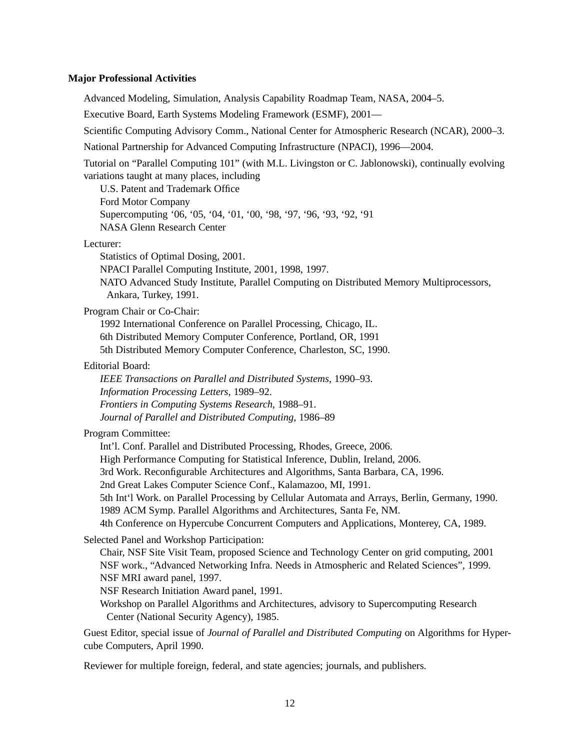**Major Professional Activities**

Advanced Modeling, Simulation, Analysis Capability Roadmap Team, NASA, 2004–5.

Executive Board, Earth Systems Modeling Framework (ESMF), 2001—

Scientific Computing Advisory Comm., National Center for Atmospheric Research (NCAR), 2000–3.

National Partnership for Advanced Computing Infrastructure (NPACI), 1996—2004.

Tutorial on "Parallel Computing 101" (with M.L. Livingston or C. Jablonowski), continually evolving variations taught at many places, including

- U.S. Patent and Trademark Office
- Ford Motor Company
- Supercomputing '06, '05, '04, '01, '00, '98, '97, '96, '93, '92, '91
- NASA Glenn Research Center

Lecturer:

- Statistics of Optimal Dosing, 2001.
- NPACI Parallel Computing Institute, 2001, 1998, 1997.
- NATO Advanced Study Institute, Parallel Computing on Distributed Memory Multiprocessors, Ankara, Turkey, 1991.

Program Chair or Co-Chair:

- 1992 International Conference on Parallel Processing, Chicago, IL.
- 6th Distributed Memory Computer Conference, Portland, OR, 1991
- 5th Distributed Memory Computer Conference, Charleston, SC, 1990.

Editorial Board:

- *IEEE Transactions on Parallel and Distributed Systems*, 1990–93.
- *Information Processing Letters*, 1989–92.
- *Frontiers in Computing Systems Research*, 1988–91.
- *Journal of Parallel and Distributed Computing*, 1986–89

Program Committee:

- Int'l. Conf. Parallel and Distributed Processing, Rhodes, Greece, 2006.
- High Performance Computing for Statistical Inference, Dublin, Ireland, 2006.
- 3rd Work. Reconfigurable Architectures and Algorithms, Santa Barbara, CA, 1996.
- 2nd Great Lakes Computer Science Conf., Kalamazoo, MI, 1991.
- 5th Int'l Work. on Parallel Processing by Cellular Automata and Arrays, Berlin, Germany, 1990.
- 1989 ACM Symp. Parallel Algorithms and Architectures, Santa Fe, NM.
- 4th Conference on Hypercube Concurrent Computers and Applications, Monterey, CA, 1989.

Selected Panel and Workshop Participation:

- Chair, NSF Site Visit Team, proposed Science and Technology Center on grid computing, 2001
- NSF work., "Advanced Networking Infra. Needs in Atmospheric and Related Sciences", 1999.
- NSF MRI award panel, 1997.
- NSF Research Initiation Award panel, 1991.
- Workshop on Parallel Algorithms and Architectures, advisory to Supercomputing Research Center (National Security Agency), 1985.

Guest Editor, special issue of *Journal of Parallel and Distributed Computing* on Algorithms for Hypercube Computers, April 1990.

Reviewer for multiple foreign, federal, and state agencies; journals, and publishers.